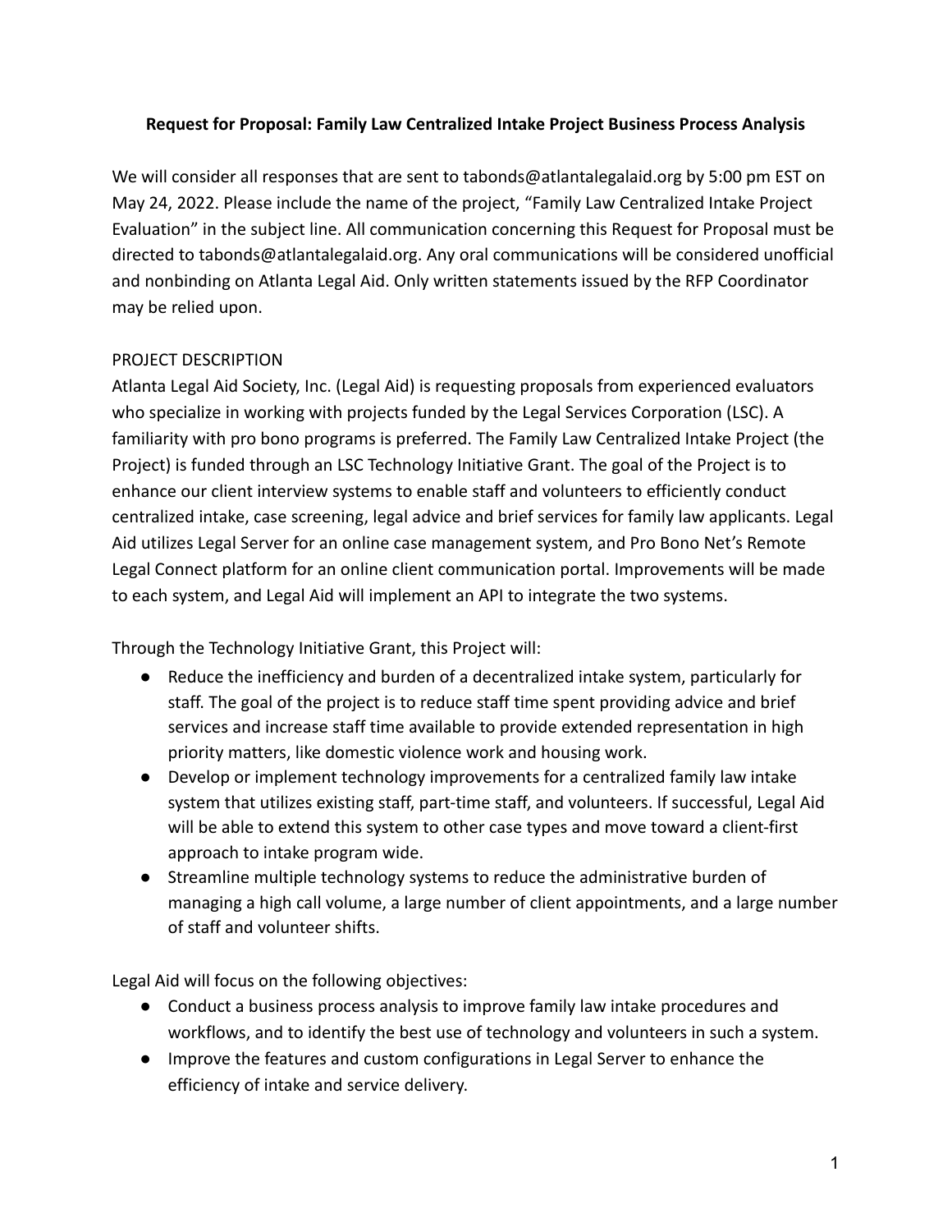**Request for Proposal: Family Law Centralized Intake Project Business Process Analysis**

We will consider all responses that are sent to tabonds@atlantalegalaid.org by 5:00 pm EST on May 24, 2022. Please include the name of the project, "Family Law Centralized Intake Project Evaluation" in the subject line. All communication concerning this Request for Proposal must be directed to tabonds@atlantalegalaid.org. Any oral communications will be considered unofficial and nonbinding on Atlanta Legal Aid. Only written statements issued by the RFP Coordinator may be relied upon.

PROJECT DESCRIPTION

Atlanta Legal Aid Society, Inc. (Legal Aid) is requesting proposals from experienced evaluators who specialize in working with projects funded by the Legal Services Corporation (LSC). A familiarity with pro bono programs is preferred. The Family Law Centralized Intake Project (the Project) is funded through an LSC Technology Initiative Grant. The goal of the Project is to enhance our client interview systems to enable staff and volunteers to efficiently conduct centralized intake, case screening, legal advice and brief services for family law applicants. Legal Aid utilizes Legal Server for an online case management system, and Pro Bono Net's Remote Legal Connect platform for an online client communication portal. Improvements will be made to each system, and Legal Aid will implement an API to integrate the two systems.

Through the Technology Initiative Grant, this Project will:

- Reduce the inefficiency and burden of a decentralized intake system, particularly for staff. The goal of the project is to reduce staff time spent providing advice and brief services and increase staff time available to provide extended representation in high priority matters, like domestic violence work and housing work.
- Develop or implement technology improvements for a centralized family law intake system that utilizes existing staff, part-time staff, and volunteers. If successful, Legal Aid will be able to extend this system to other case types and move toward a client-first approach to intake program wide.
- Streamline multiple technology systems to reduce the administrative burden of managing a high call volume, a large number of client appointments, and a large number of staff and volunteer shifts.

Legal Aid will focus on the following objectives:

- Conduct a business process analysis to improve family law intake procedures and workflows, and to identify the best use of technology and volunteers in such a system.
- Improve the features and custom configurations in Legal Server to enhance the efficiency of intake and service delivery.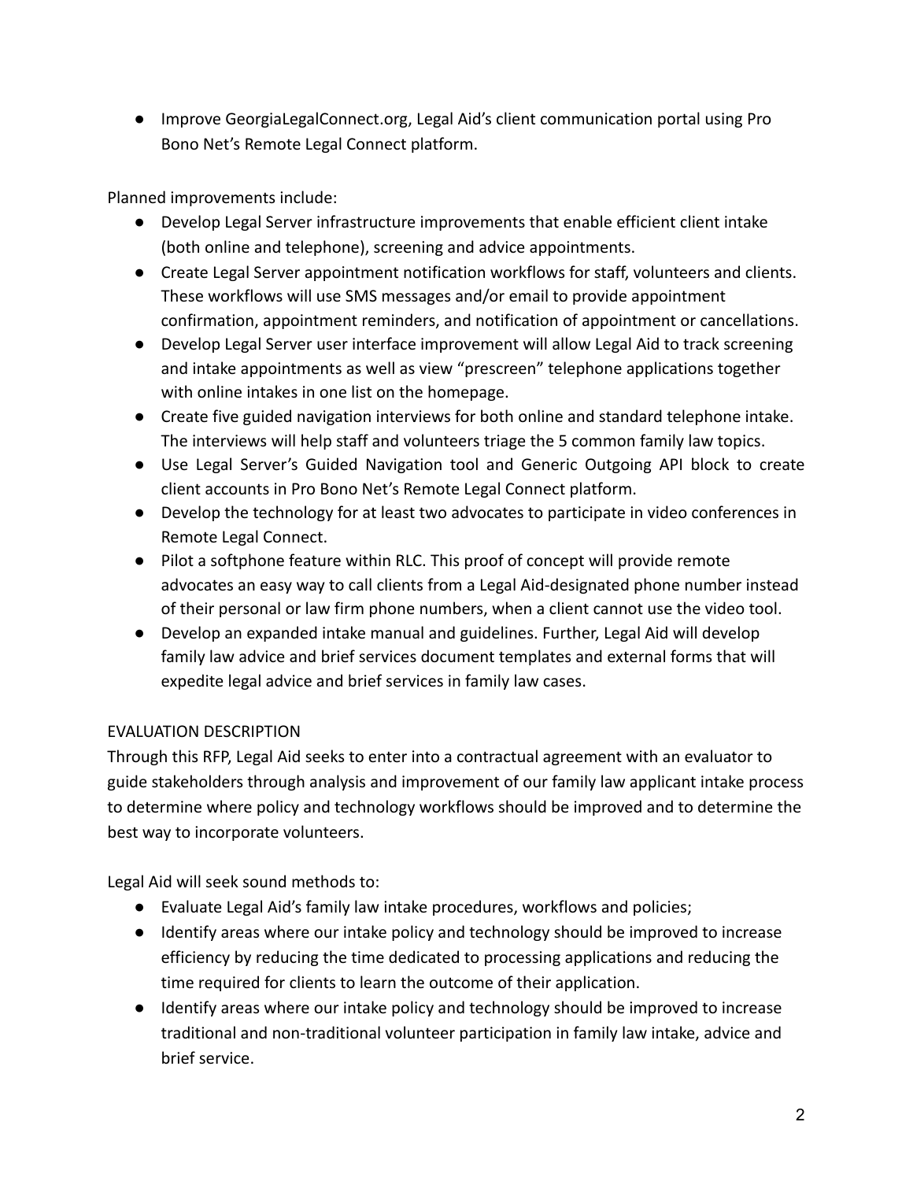- Improve GeorgiaLegalConnect.org, Legal Aid's client communication portal using Pro Bono Net's Remote Legal Connect platform.

Planned improvements include:

- Develop Legal Server infrastructure improvements that enable efficient client intake (both online and telephone), screening and advice appointments.
- Create Legal Server appointment notification workflows for staff, volunteers and clients. These workflows will use SMS messages and/or email to provide appointment confirmation, appointment reminders, and notification of appointment or cancellations.
- Develop Legal Server user interface improvement will allow Legal Aid to track screening and intake appointments as well as view "prescreen" telephone applications together with online intakes in one list on the homepage.
- Create five guided navigation interviews for both online and standard telephone intake. The interviews will help staff and volunteers triage the 5 common family law topics.
- Use Legal Server's Guided Navigation tool and Generic Outgoing API block to create client accounts in Pro Bono Net's Remote Legal Connect platform.
- Develop the technology for at least two advocates to participate in video conferences in Remote Legal Connect.
- Pilot a softphone feature within RLC. This proof of concept will provide remote advocates an easy way to call clients from a Legal Aid-designated phone number instead of their personal or law firm phone numbers, when a client cannot use the video tool.
- Develop an expanded intake manual and guidelines. Further, Legal Aid will develop family law advice and brief services document templates and external forms that will expedite legal advice and brief services in family law cases.

EVALUATION DESCRIPTION

Through this RFP, Legal Aid seeks to enter into a contractual agreement with an evaluator to guide stakeholders through analysis and improvement of our family law applicant intake process to determine where policy and technology workflows should be improved and to determine the best way to incorporate volunteers.

Legal Aid will seek sound methods to:

- Evaluate Legal Aid's family law intake procedures, workflows and policies;
- Identify areas where our intake policy and technology should be improved to increase efficiency by reducing the time dedicated to processing applications and reducing the time required for clients to learn the outcome of their application.
- Identify areas where our intake policy and technology should be improved to increase traditional and non-traditional volunteer participation in family law intake, advice and brief service.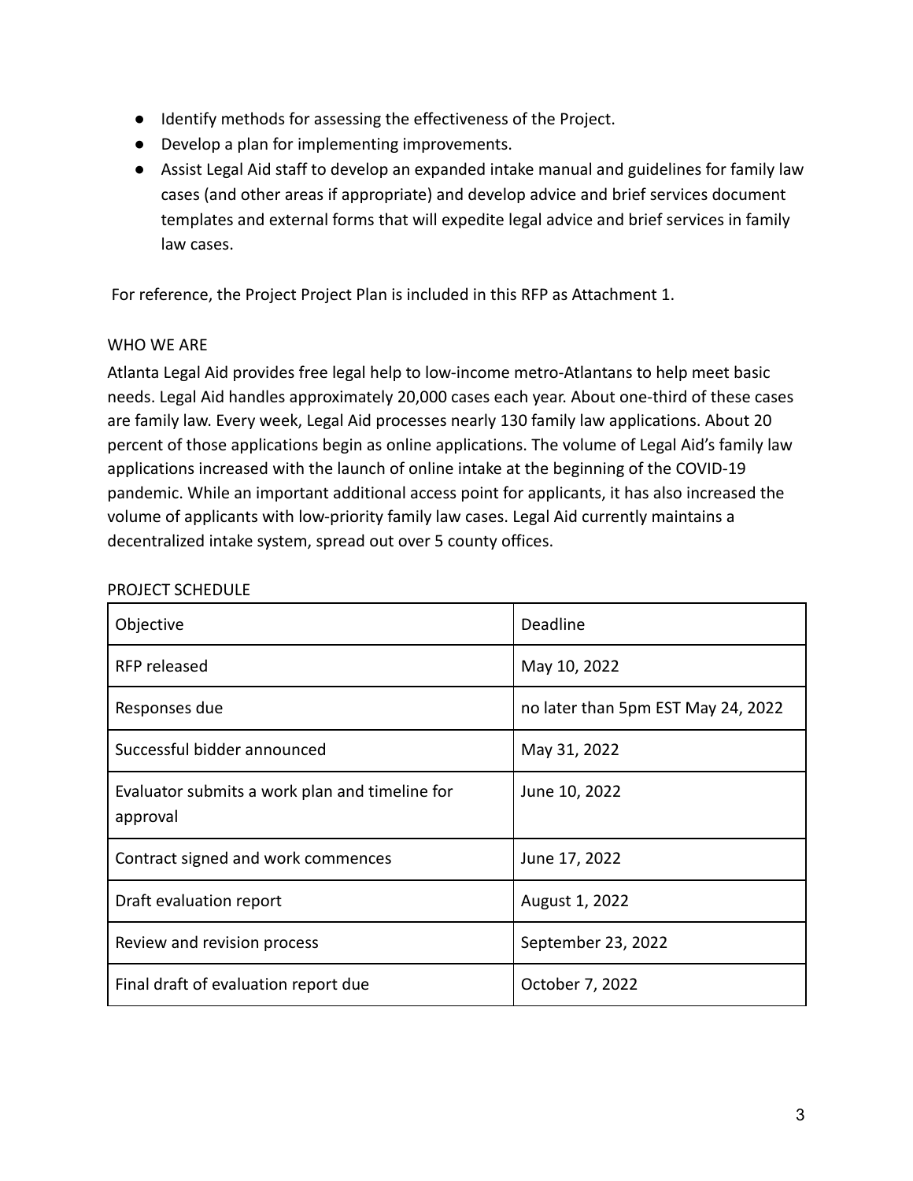- Identify methods for assessing the effectiveness of the Project.
- Develop a plan for implementing improvements.
- Assist Legal Aid staff to develop an expanded intake manual and guidelines for family law cases (and other areas if appropriate) and develop advice and brief services document templates and external forms that will expedite legal advice and brief services in family law cases.

For reference, the Project Project Plan is included in this RFP as Attachment 1.

## WHO WE ARE

Atlanta Legal Aid provides free legal help to low-income metro-Atlantans to help meet basic needs. Legal Aid handles approximately 20,000 cases each year. About one-third of these cases are family law. Every week, Legal Aid processes nearly 130 family law applications. About 20 percent of those applications begin as online applications. The volume of Legal Aid's family law applications increased with the launch of online intake at the beginning of the COVID-19 pandemic. While an important additional access point for applicants, it has also increased the volume of applicants with low-priority family law cases. Legal Aid currently maintains a decentralized intake system, spread out over 5 county offices.

## PROJECT SCHEDULE

| Objective | Deadline |
|---|---|
| RFP released | May 10, 2022 |
| Responses due | no later than 5pm EST May 24, 2022 |
| Successful bidder announced | May 31, 2022 |
| Evaluator submits a work plan and timeline for approval | June 10, 2022 |
| Contract signed and work commences | June 17, 2022 |
| Draft evaluation report | August 1, 2022 |
| Review and revision process | September 23, 2022 |
| Final draft of evaluation report due | October 7, 2022 |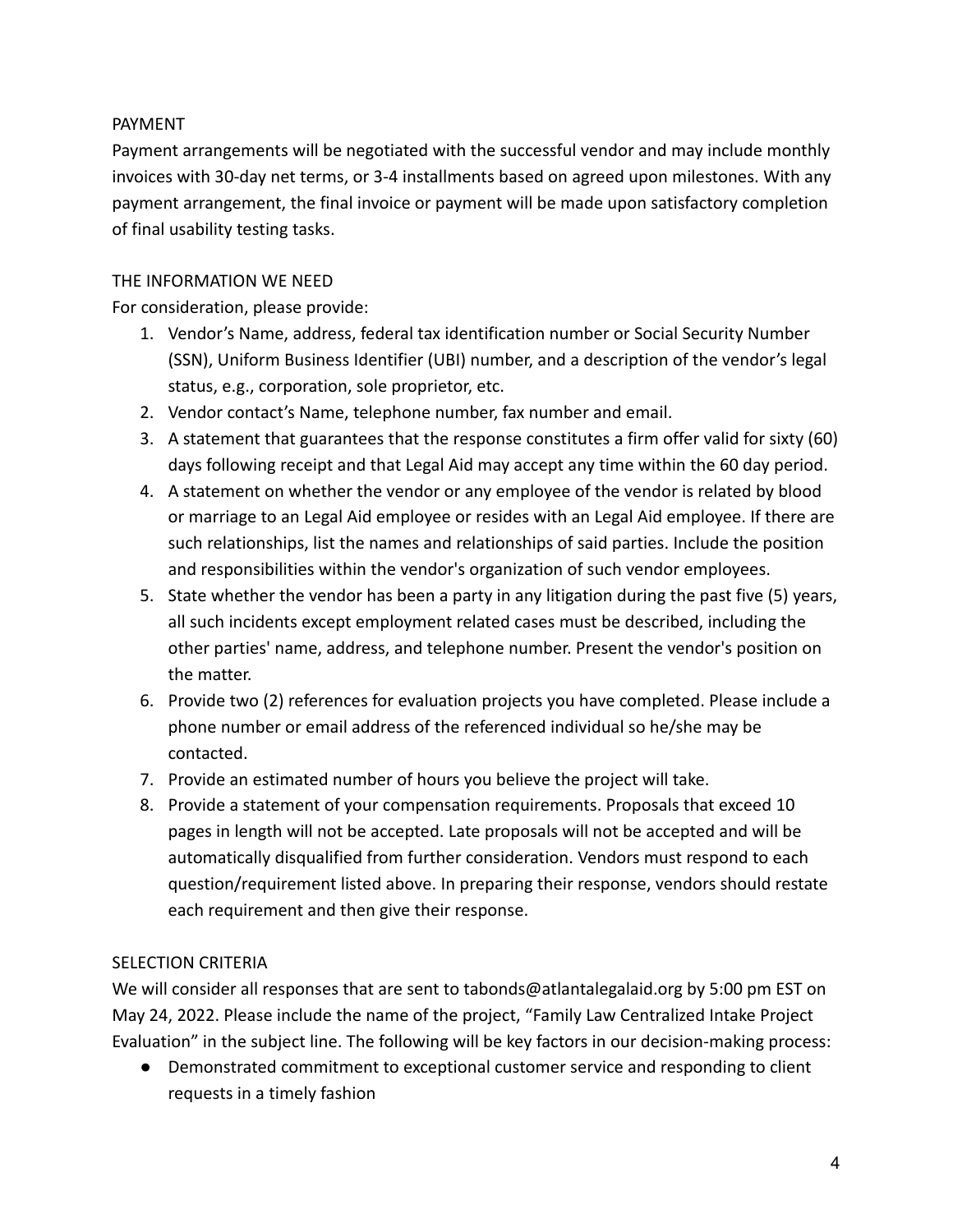## PAYMENT

Payment arrangements will be negotiated with the successful vendor and may include monthly invoices with 30-day net terms, or 3-4 installments based on agreed upon milestones. With any payment arrangement, the final invoice or payment will be made upon satisfactory completion of final usability testing tasks.

## THE INFORMATION WE NEED

For consideration, please provide:

1. Vendor's Name, address, federal tax identification number or Social Security Number (SSN), Uniform Business Identifier (UBI) number, and a description of the vendor's legal status, e.g., corporation, sole proprietor, etc.
2. Vendor contact's Name, telephone number, fax number and email.
3. A statement that guarantees that the response constitutes a firm offer valid for sixty (60) days following receipt and that Legal Aid may accept any time within the 60 day period.
4. A statement on whether the vendor or any employee of the vendor is related by blood or marriage to an Legal Aid employee or resides with an Legal Aid employee. If there are such relationships, list the names and relationships of said parties. Include the position and responsibilities within the vendor's organization of such vendor employees.
5. State whether the vendor has been a party in any litigation during the past five (5) years, all such incidents except employment related cases must be described, including the other parties' name, address, and telephone number. Present the vendor's position on the matter.
6. Provide two (2) references for evaluation projects you have completed. Please include a phone number or email address of the referenced individual so he/she may be contacted.
7. Provide an estimated number of hours you believe the project will take.
8. Provide a statement of your compensation requirements. Proposals that exceed 10 pages in length will not be accepted. Late proposals will not be accepted and will be automatically disqualified from further consideration. Vendors must respond to each question/requirement listed above. In preparing their response, vendors should restate each requirement and then give their response.

## SELECTION CRITERIA

We will consider all responses that are sent to tabonds@atlantalegalaid.org by 5:00 pm EST on May 24, 2022. Please include the name of the project, "Family Law Centralized Intake Project Evaluation" in the subject line. The following will be key factors in our decision-making process:

- Demonstrated commitment to exceptional customer service and responding to client requests in a timely fashion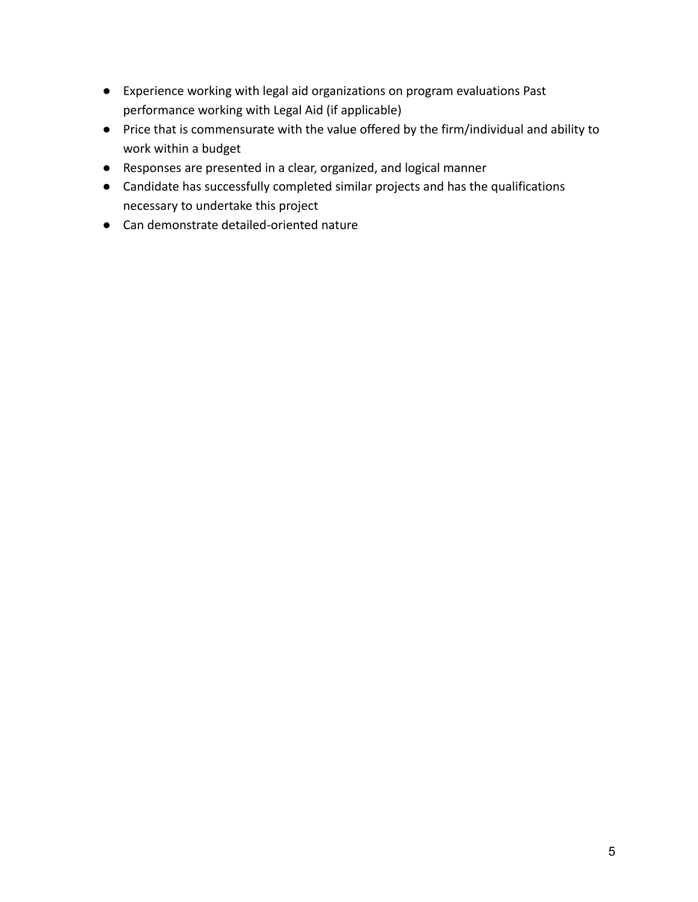- Experience working with legal aid organizations on program evaluations Past performance working with Legal Aid (if applicable)
- Price that is commensurate with the value offered by the firm/individual and ability to work within a budget
- Responses are presented in a clear, organized, and logical manner
- Candidate has successfully completed similar projects and has the qualifications necessary to undertake this project
- Can demonstrate detailed-oriented nature